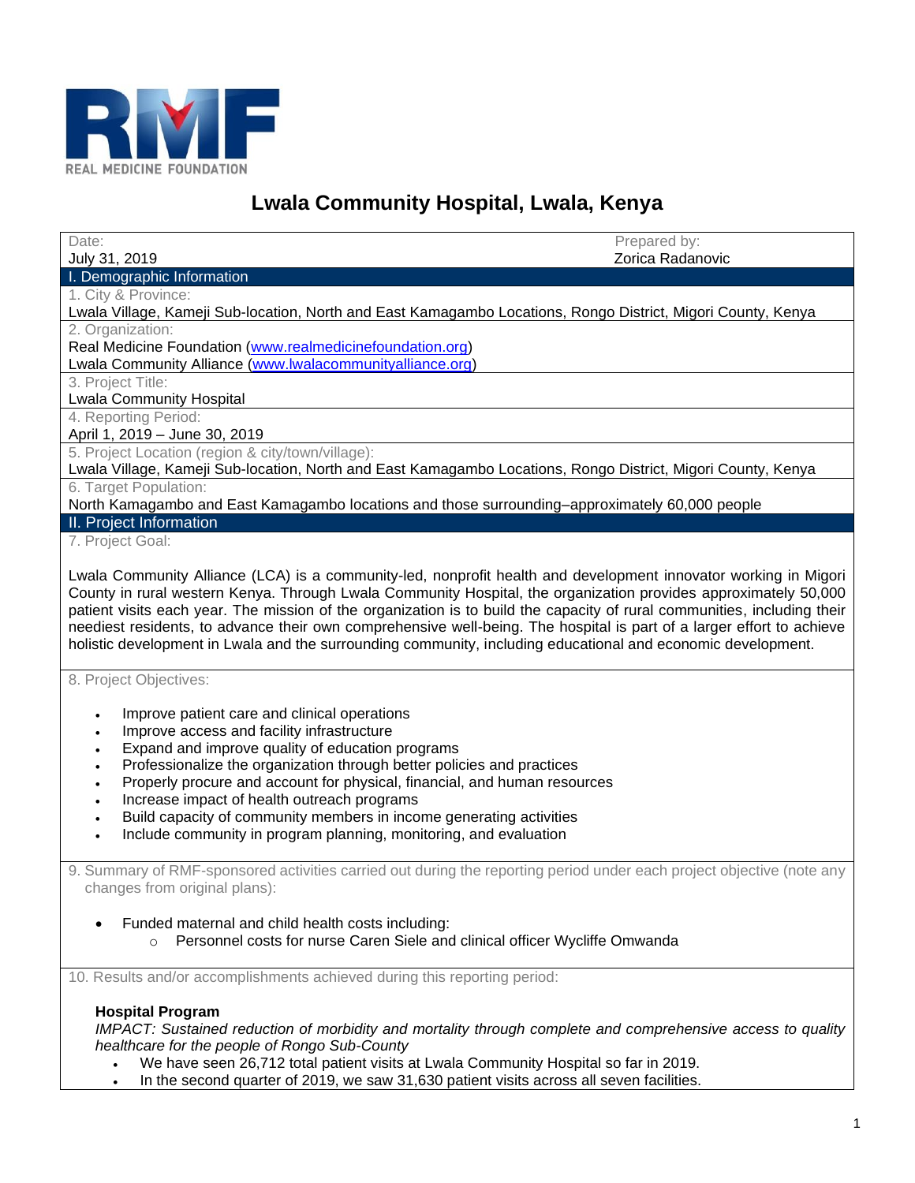REAL MEDICINE FOUNDATION

# Lwala Community Hospital, Lwala, Kenya

Date:
July 31, 2019

Prepared by:
Zorica Radanovic

## I. Demographic Information

1. City & Province:
Lwala Village, Kameji Sub-location, North and East Kamagambo Locations, Rongo District, Migori County, Kenya

2. Organization:
Real Medicine Foundation (www.realmedicinefoundation.org)
Lwala Community Alliance (www.lwalacommunityalliance.org)

3. Project Title:
Lwala Community Hospital

4. Reporting Period:
April 1, 2019 – June 30, 2019

5. Project Location (region & city/town/village):
Lwala Village, Kameji Sub-location, North and East Kamagambo Locations, Rongo District, Migori County, Kenya

6. Target Population:
North Kamagambo and East Kamagambo locations and those surrounding–approximately 60,000 people

## II. Project Information

7. Project Goal:

Lwala Community Alliance (LCA) is a community-led, nonprofit health and development innovator working in Migori County in rural western Kenya. Through Lwala Community Hospital, the organization provides approximately 50,000 patient visits each year. The mission of the organization is to build the capacity of rural communities, including their neediest residents, to advance their own comprehensive well-being. The hospital is part of a larger effort to achieve holistic development in Lwala and the surrounding community, including educational and economic development.

8. Project Objectives:

- Improve patient care and clinical operations
- Improve access and facility infrastructure
- Expand and improve quality of education programs
- Professionalize the organization through better policies and practices
- Properly procure and account for physical, financial, and human resources
- Increase impact of health outreach programs
- Build capacity of community members in income generating activities
- Include community in program planning, monitoring, and evaluation

9. Summary of RMF-sponsored activities carried out during the reporting period under each project objective (note any changes from original plans):

- Funded maternal and child health costs including:
  - Personnel costs for nurse Caren Siele and clinical officer Wycliffe Omwanda

10. Results and/or accomplishments achieved during this reporting period:

**Hospital Program**

*IMPACT: Sustained reduction of morbidity and mortality through complete and comprehensive access to quality healthcare for the people of Rongo Sub-County*

- We have seen 26,712 total patient visits at Lwala Community Hospital so far in 2019.
- In the second quarter of 2019, we saw 31,630 patient visits across all seven facilities.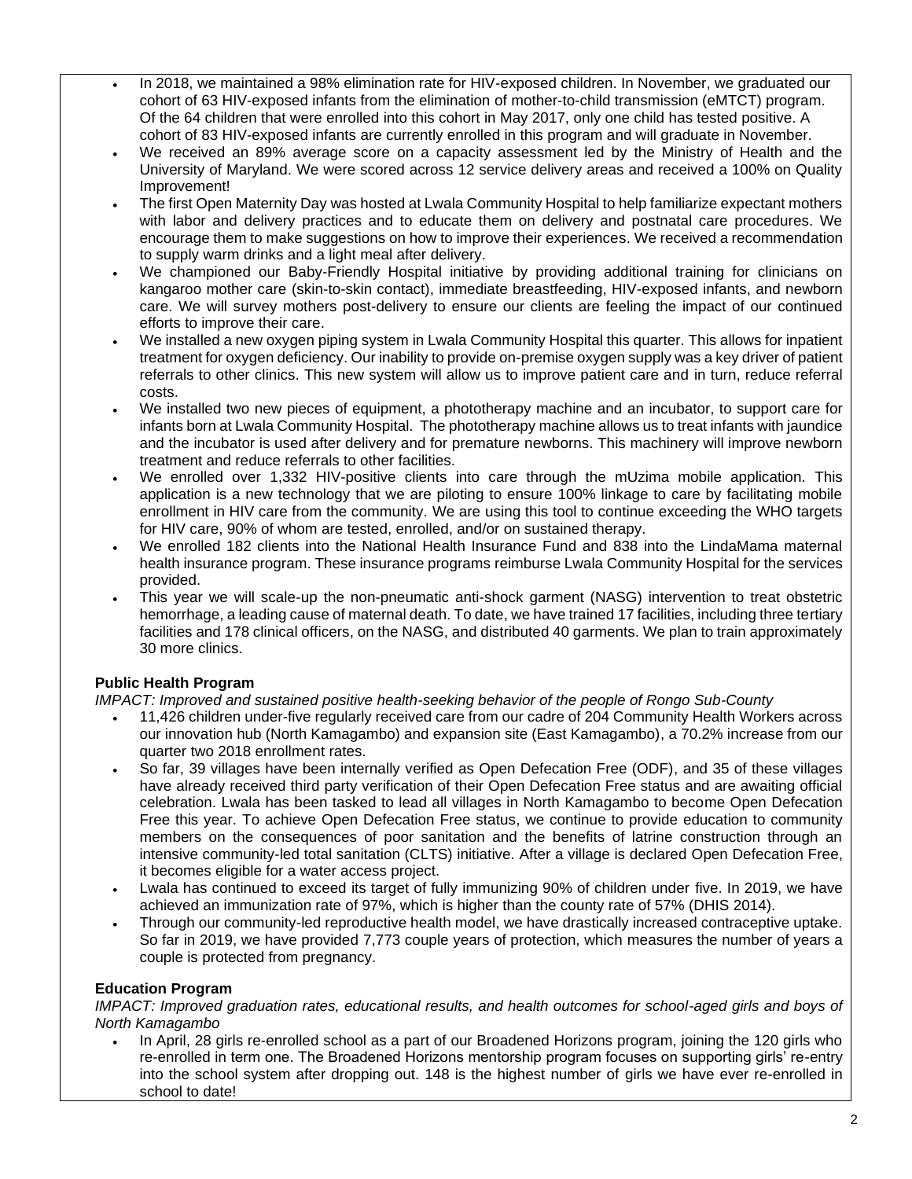- In 2018, we maintained a 98% elimination rate for HIV-exposed children. In November, we graduated our cohort of 63 HIV-exposed infants from the elimination of mother-to-child transmission (eMTCT) program. Of the 64 children that were enrolled into this cohort in May 2017, only one child has tested positive. A cohort of 83 HIV-exposed infants are currently enrolled in this program and will graduate in November.
- We received an 89% average score on a capacity assessment led by the Ministry of Health and the University of Maryland. We were scored across 12 service delivery areas and received a 100% on Quality Improvement!
- The first Open Maternity Day was hosted at Lwala Community Hospital to help familiarize expectant mothers with labor and delivery practices and to educate them on delivery and postnatal care procedures. We encourage them to make suggestions on how to improve their experiences. We received a recommendation to supply warm drinks and a light meal after delivery.
- We championed our Baby-Friendly Hospital initiative by providing additional training for clinicians on kangaroo mother care (skin-to-skin contact), immediate breastfeeding, HIV-exposed infants, and newborn care. We will survey mothers post-delivery to ensure our clients are feeling the impact of our continued efforts to improve their care.
- We installed a new oxygen piping system in Lwala Community Hospital this quarter. This allows for inpatient treatment for oxygen deficiency. Our inability to provide on-premise oxygen supply was a key driver of patient referrals to other clinics. This new system will allow us to improve patient care and in turn, reduce referral costs.
- We installed two new pieces of equipment, a phototherapy machine and an incubator, to support care for infants born at Lwala Community Hospital. The phototherapy machine allows us to treat infants with jaundice and the incubator is used after delivery and for premature newborns. This machinery will improve newborn treatment and reduce referrals to other facilities.
- We enrolled over 1,332 HIV-positive clients into care through the mUzima mobile application. This application is a new technology that we are piloting to ensure 100% linkage to care by facilitating mobile enrollment in HIV care from the community. We are using this tool to continue exceeding the WHO targets for HIV care, 90% of whom are tested, enrolled, and/or on sustained therapy.
- We enrolled 182 clients into the National Health Insurance Fund and 838 into the LindaMama maternal health insurance program. These insurance programs reimburse Lwala Community Hospital for the services provided.
- This year we will scale-up the non-pneumatic anti-shock garment (NASG) intervention to treat obstetric hemorrhage, a leading cause of maternal death. To date, we have trained 17 facilities, including three tertiary facilities and 178 clinical officers, on the NASG, and distributed 40 garments. We plan to train approximately 30 more clinics.

**Public Health Program**

*IMPACT: Improved and sustained positive health-seeking behavior of the people of Rongo Sub-County*

- 11,426 children under-five regularly received care from our cadre of 204 Community Health Workers across our innovation hub (North Kamagambo) and expansion site (East Kamagambo), a 70.2% increase from our quarter two 2018 enrollment rates.
- So far, 39 villages have been internally verified as Open Defecation Free (ODF), and 35 of these villages have already received third party verification of their Open Defecation Free status and are awaiting official celebration. Lwala has been tasked to lead all villages in North Kamagambo to become Open Defecation Free this year. To achieve Open Defecation Free status, we continue to provide education to community members on the consequences of poor sanitation and the benefits of latrine construction through an intensive community-led total sanitation (CLTS) initiative. After a village is declared Open Defecation Free, it becomes eligible for a water access project.
- Lwala has continued to exceed its target of fully immunizing 90% of children under five. In 2019, we have achieved an immunization rate of 97%, which is higher than the county rate of 57% (DHIS 2014).
- Through our community-led reproductive health model, we have drastically increased contraceptive uptake. So far in 2019, we have provided 7,773 couple years of protection, which measures the number of years a couple is protected from pregnancy.

**Education Program**

*IMPACT: Improved graduation rates, educational results, and health outcomes for school-aged girls and boys of North Kamagambo*

- In April, 28 girls re-enrolled school as a part of our Broadened Horizons program, joining the 120 girls who re-enrolled in term one. The Broadened Horizons mentorship program focuses on supporting girls' re-entry into the school system after dropping out. 148 is the highest number of girls we have ever re-enrolled in school to date!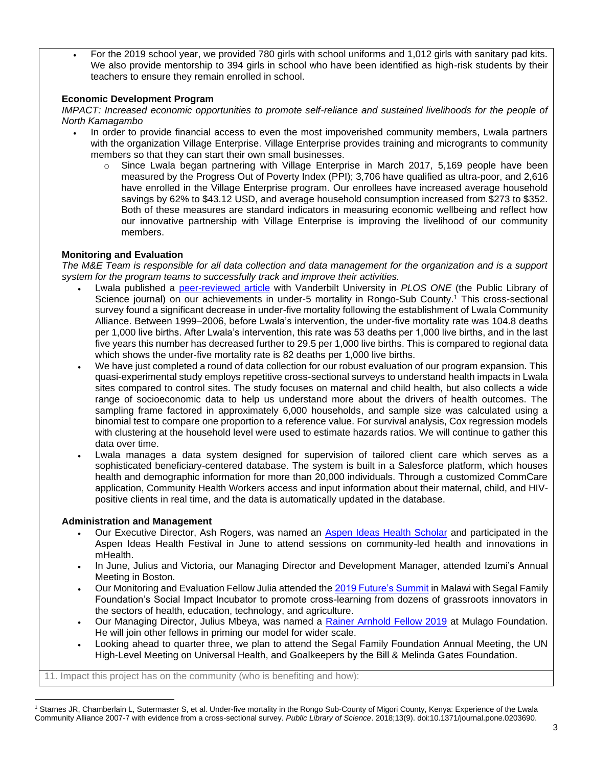- For the 2019 school year, we provided 780 girls with school uniforms and 1,012 girls with sanitary pad kits. We also provide mentorship to 394 girls in school who have been identified as high-risk students by their teachers to ensure they remain enrolled in school.

**Economic Development Program**

*IMPACT: Increased economic opportunities to promote self-reliance and sustained livelihoods for the people of North Kamagambo*

- In order to provide financial access to even the most impoverished community members, Lwala partners with the organization Village Enterprise. Village Enterprise provides training and microgrants to community members so that they can start their own small businesses.
  - Since Lwala began partnering with Village Enterprise in March 2017, 5,169 people have been measured by the Progress Out of Poverty Index (PPI); 3,706 have qualified as ultra-poor, and 2,616 have enrolled in the Village Enterprise program. Our enrollees have increased average household savings by 62% to $43.12 USD, and average household consumption increased from $273 to $352. Both of these measures are standard indicators in measuring economic wellbeing and reflect how our innovative partnership with Village Enterprise is improving the livelihood of our community members.

**Monitoring and Evaluation**

*The M&E Team is responsible for all data collection and data management for the organization and is a support system for the program teams to successfully track and improve their activities.*

- Lwala published a peer-reviewed article with Vanderbilt University in *PLOS ONE* (the Public Library of Science journal) on our achievements in under-5 mortality in Rongo-Sub County.[1] This cross-sectional survey found a significant decrease in under-five mortality following the establishment of Lwala Community Alliance. Between 1999–2006, before Lwala's intervention, the under-five mortality rate was 104.8 deaths per 1,000 live births. After Lwala's intervention, this rate was 53 deaths per 1,000 live births, and in the last five years this number has decreased further to 29.5 per 1,000 live births. This is compared to regional data which shows the under-five mortality rate is 82 deaths per 1,000 live births.
- We have just completed a round of data collection for our robust evaluation of our program expansion. This quasi-experimental study employs repetitive cross-sectional surveys to understand health impacts in Lwala sites compared to control sites. The study focuses on maternal and child health, but also collects a wide range of socioeconomic data to help us understand more about the drivers of health outcomes. The sampling frame factored in approximately 6,000 households, and sample size was calculated using a binomial test to compare one proportion to a reference value. For survival analysis, Cox regression models with clustering at the household level were used to estimate hazards ratios. We will continue to gather this data over time.
- Lwala manages a data system designed for supervision of tailored client care which serves as a sophisticated beneficiary-centered database. The system is built in a Salesforce platform, which houses health and demographic information for more than 20,000 individuals. Through a customized CommCare application, Community Health Workers access and input information about their maternal, child, and HIV-positive clients in real time, and the data is automatically updated in the database.

**Administration and Management**

- Our Executive Director, Ash Rogers, was named an Aspen Ideas Health Scholar and participated in the Aspen Ideas Health Festival in June to attend sessions on community-led health and innovations in mHealth.
- In June, Julius and Victoria, our Managing Director and Development Manager, attended Izumi's Annual Meeting in Boston.
- Our Monitoring and Evaluation Fellow Julia attended the 2019 Future's Summit in Malawi with Segal Family Foundation's Social Impact Incubator to promote cross-learning from dozens of grassroots innovators in the sectors of health, education, technology, and agriculture.
- Our Managing Director, Julius Mbeya, was named a Rainer Arnhold Fellow 2019 at Mulago Foundation. He will join other fellows in priming our model for wider scale.
- Looking ahead to quarter three, we plan to attend the Segal Family Foundation Annual Meeting, the UN High-Level Meeting on Universal Health, and Goalkeepers by the Bill & Melinda Gates Foundation.

11. Impact this project has on the community (who is benefiting and how):

---

[1] Starnes JR, Chamberlain L, Sutermaster S, et al. Under-five mortality in the Rongo Sub-County of Migori County, Kenya: Experience of the Lwala Community Alliance 2007-7 with evidence from a cross-sectional survey. *Public Library of Science*. 2018;13(9). doi:10.1371/journal.pone.0203690.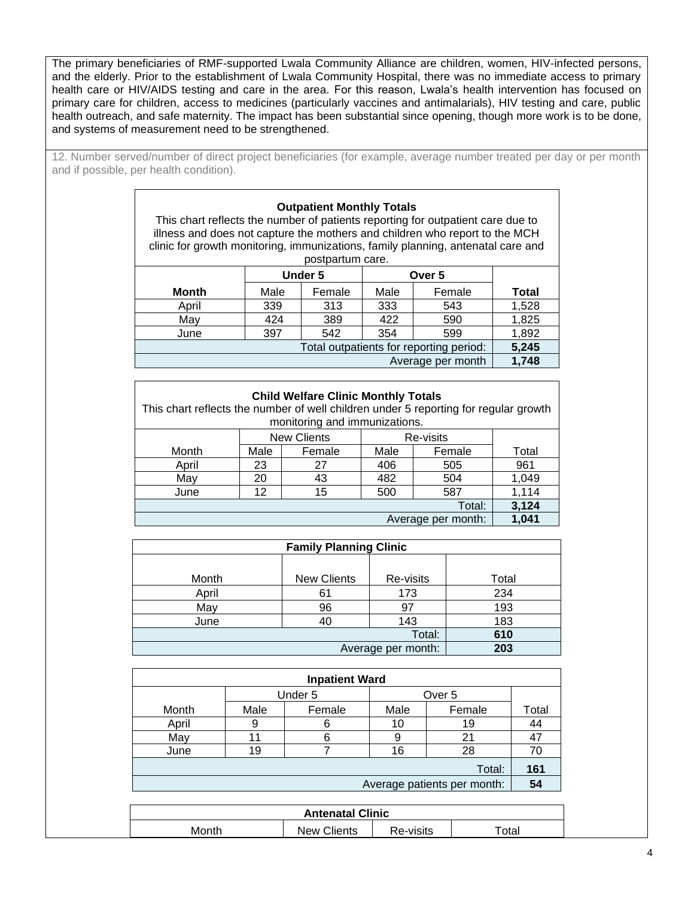The primary beneficiaries of RMF-supported Lwala Community Alliance are children, women, HIV-infected persons, and the elderly. Prior to the establishment of Lwala Community Hospital, there was no immediate access to primary health care or HIV/AIDS testing and care in the area. For this reason, Lwala's health intervention has focused on primary care for children, access to medicines (particularly vaccines and antimalarials), HIV testing and care, public health outreach, and safe maternity. The impact has been substantial since opening, though more work is to be done, and systems of measurement need to be strengthened.

12. Number served/number of direct project beneficiaries (for example, average number treated per day or per month and if possible, per health condition).

**Outpatient Monthly Totals**

This chart reflects the number of patients reporting for outpatient care due to illness and does not capture the mothers and children who report to the MCH clinic for growth monitoring, immunizations, family planning, antenatal care and postpartum care.

| | **Under 5** | | **Over 5** | | |
|---|---|---|---|---|---|
| **Month** | Male | Female | Male | Female | **Total** |
| April | 339 | 313 | 333 | 543 | 1,528 |
| May | 424 | 389 | 422 | 590 | 1,825 |
| June | 397 | 542 | 354 | 599 | 1,892 |
| Total outpatients for reporting period: | | | | | **5,245** |
| Average per month | | | | | **1,748** |

**Child Welfare Clinic Monthly Totals**

This chart reflects the number of well children under 5 reporting for regular growth monitoring and immunizations.

| | New Clients | | Re-visits | | |
|---|---|---|---|---|---|
| Month | Male | Female | Male | Female | Total |
| April | 23 | 27 | 406 | 505 | 961 |
| May | 20 | 43 | 482 | 504 | 1,049 |
| June | 12 | 15 | 500 | 587 | 1,114 |
| Total: | | | | | **3,124** |
| Average per month: | | | | | **1,041** |

**Family Planning Clinic**

| Month | New Clients | Re-visits | Total |
|---|---|---|---|
| April | 61 | 173 | 234 |
| May | 96 | 97 | 193 |
| June | 40 | 143 | 183 |
| Total: | | | **610** |
| Average per month: | | | **203** |

**Inpatient Ward**

| | Under 5 | | Over 5 | | |
|---|---|---|---|---|---|
| Month | Male | Female | Male | Female | Total |
| April | 9 | 6 | 10 | 19 | 44 |
| May | 11 | 6 | 9 | 21 | 47 |
| June | 19 | 7 | 16 | 28 | 70 |
| Total: | | | | | **161** |
| Average patients per month: | | | | | **54** |

**Antenatal Clinic**

| Month | New Clients | Re-visits | Total |
|---|---|---|---|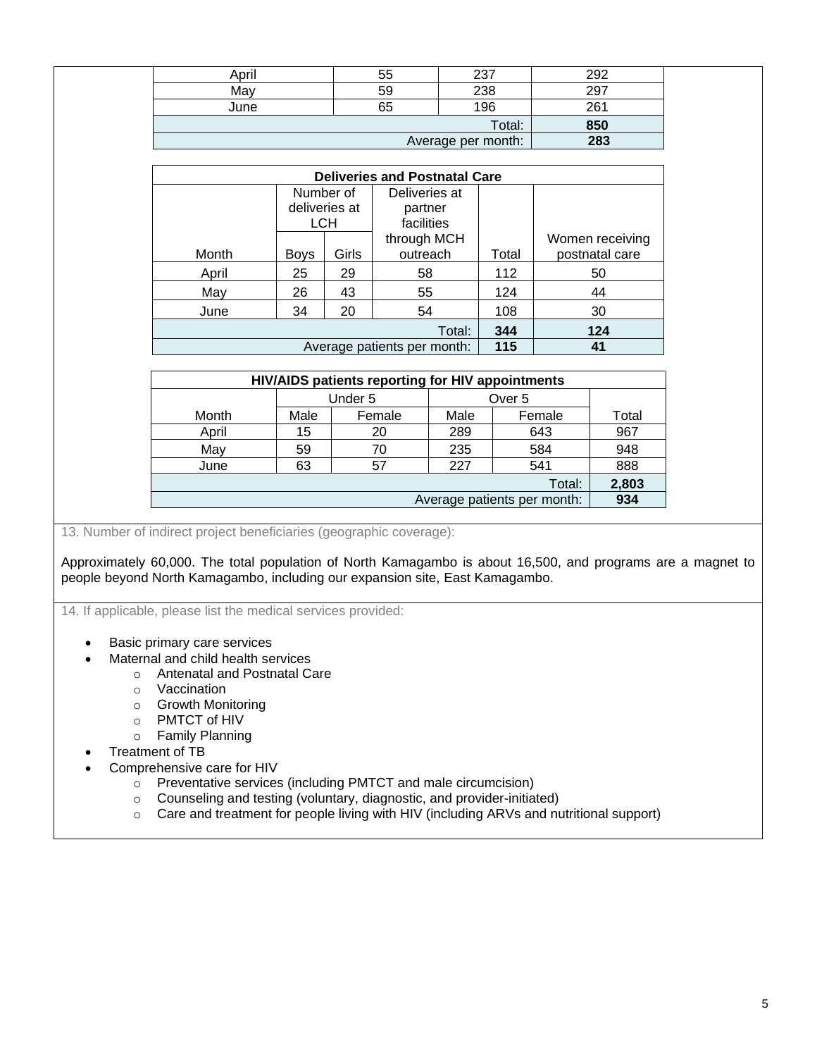| | | | |
|---|---|---|---|
| April | 55 | 237 | 292 |
| May | 59 | 238 | 297 |
| June | 65 | 196 | 261 |
| | | Total: | **850** |
| | | Average per month: | **283** |

| Deliveries and Postnatal Care | | | | | |
|---|---|---|---|---|---|
| Month | Number of deliveries at LCH | | Deliveries at partner facilities through MCH outreach | Total | Women receiving postnatal care |
| | Boys | Girls | | | |
| April | 25 | 29 | 58 | 112 | 50 |
| May | 26 | 43 | 55 | 124 | 44 |
| June | 34 | 20 | 54 | 108 | 30 |
| | | | Total: | **344** | **124** |
| | | | Average patients per month: | **115** | **41** |

| HIV/AIDS patients reporting for HIV appointments | | | | | |
|---|---|---|---|---|---|
| Month | Under 5 | | Over 5 | | Total |
| | Male | Female | Male | Female | |
| April | 15 | 20 | 289 | 643 | 967 |
| May | 59 | 70 | 235 | 584 | 948 |
| June | 63 | 57 | 227 | 541 | 888 |
| | | | | Total: | **2,803** |
| | | | | Average patients per month: | **934** |

13. Number of indirect project beneficiaries (geographic coverage):

Approximately 60,000. The total population of North Kamagambo is about 16,500, and programs are a magnet to people beyond North Kamagambo, including our expansion site, East Kamagambo.

14. If applicable, please list the medical services provided:

- Basic primary care services
- Maternal and child health services
  - Antenatal and Postnatal Care
  - Vaccination
  - Growth Monitoring
  - PMTCT of HIV
  - Family Planning
- Treatment of TB
- Comprehensive care for HIV
  - Preventative services (including PMTCT and male circumcision)
  - Counseling and testing (voluntary, diagnostic, and provider-initiated)
  - Care and treatment for people living with HIV (including ARVs and nutritional support)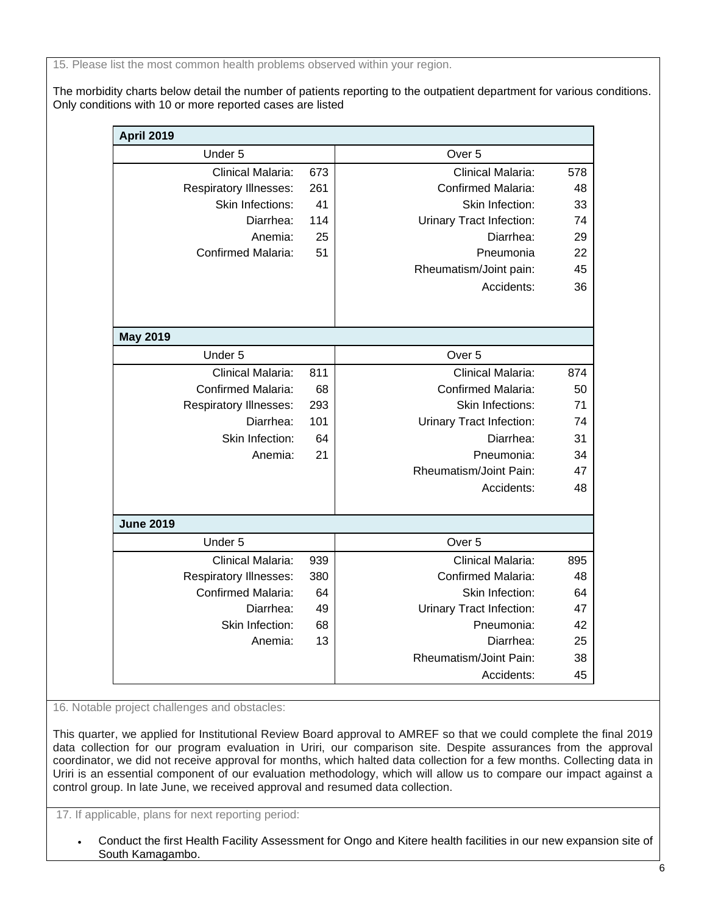15. Please list the most common health problems observed within your region.

The morbidity charts below detail the number of patients reporting to the outpatient department for various conditions. Only conditions with 10 or more reported cases are listed

| **April 2019** | | | |
|---|---|---|---|
| Under 5 | | Over 5 | |
| Clinical Malaria: | 673 | Clinical Malaria: | 578 |
| Respiratory Illnesses: | 261 | Confirmed Malaria: | 48 |
| Skin Infections: | 41 | Skin Infection: | 33 |
| Diarrhea: | 114 | Urinary Tract Infection: | 74 |
| Anemia: | 25 | Diarrhea: | 29 |
| Confirmed Malaria: | 51 | Pneumonia | 22 |
| | | Rheumatism/Joint pain: | 45 |
| | | Accidents: | 36 |
| **May 2019** | | | |
| Under 5 | | Over 5 | |
| Clinical Malaria: | 811 | Clinical Malaria: | 874 |
| Confirmed Malaria: | 68 | Confirmed Malaria: | 50 |
| Respiratory Illnesses: | 293 | Skin Infections: | 71 |
| Diarrhea: | 101 | Urinary Tract Infection: | 74 |
| Skin Infection: | 64 | Diarrhea: | 31 |
| Anemia: | 21 | Pneumonia: | 34 |
| | | Rheumatism/Joint Pain: | 47 |
| | | Accidents: | 48 |
| **June 2019** | | | |
| Under 5 | | Over 5 | |
| Clinical Malaria: | 939 | Clinical Malaria: | 895 |
| Respiratory Illnesses: | 380 | Confirmed Malaria: | 48 |
| Confirmed Malaria: | 64 | Skin Infection: | 64 |
| Diarrhea: | 49 | Urinary Tract Infection: | 47 |
| Skin Infection: | 68 | Pneumonia: | 42 |
| Anemia: | 13 | Diarrhea: | 25 |
| | | Rheumatism/Joint Pain: | 38 |
| | | Accidents: | 45 |

16. Notable project challenges and obstacles:

This quarter, we applied for Institutional Review Board approval to AMREF so that we could complete the final 2019 data collection for our program evaluation in Uriri, our comparison site. Despite assurances from the approval coordinator, we did not receive approval for months, which halted data collection for a few months. Collecting data in Uriri is an essential component of our evaluation methodology, which will allow us to compare our impact against a control group. In late June, we received approval and resumed data collection.

17. If applicable, plans for next reporting period:

- Conduct the first Health Facility Assessment for Ongo and Kitere health facilities in our new expansion site of South Kamagambo.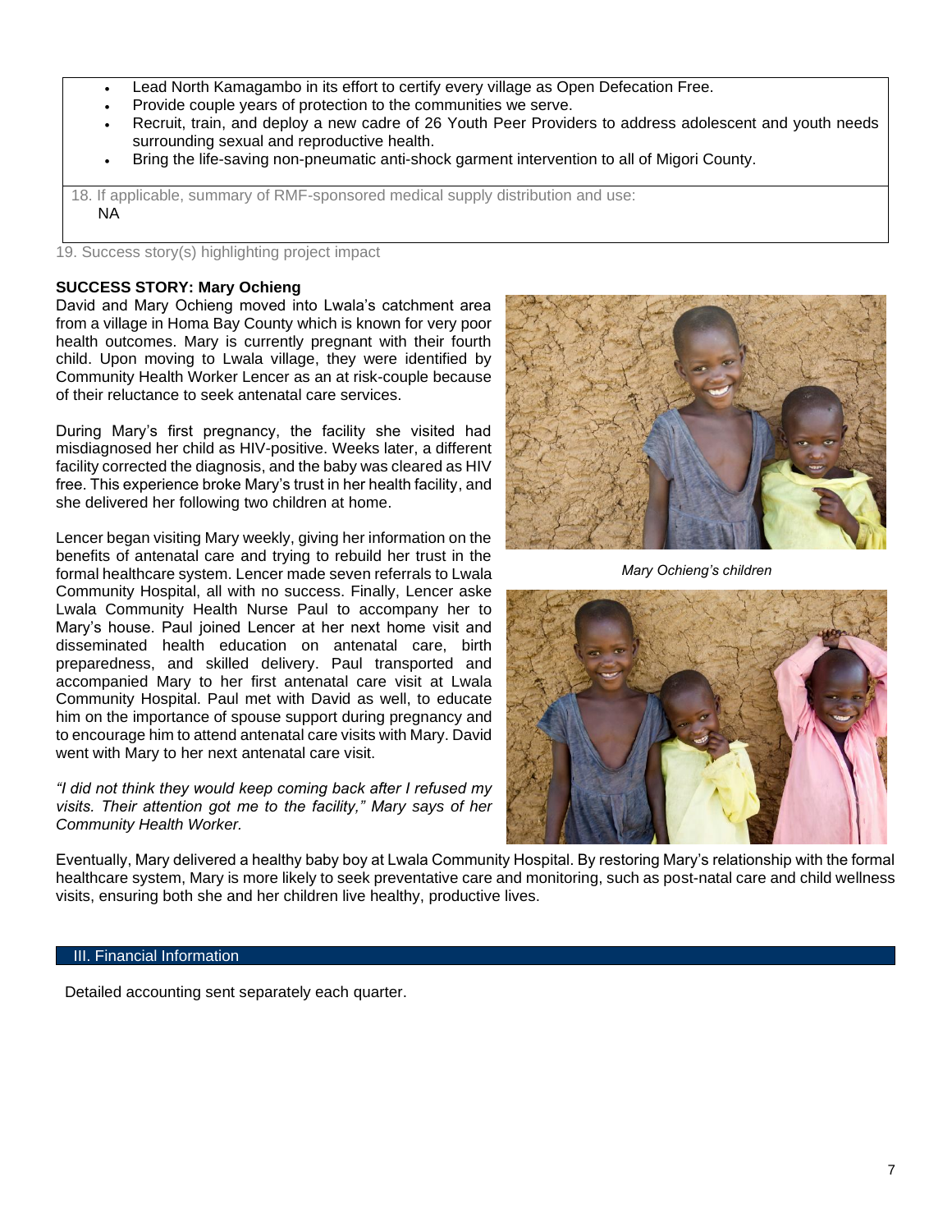- Lead North Kamagambo in its effort to certify every village as Open Defecation Free.
- Provide couple years of protection to the communities we serve.
- Recruit, train, and deploy a new cadre of 26 Youth Peer Providers to address adolescent and youth needs surrounding sexual and reproductive health.
- Bring the life-saving non-pneumatic anti-shock garment intervention to all of Migori County.

18. If applicable, summary of RMF-sponsored medical supply distribution and use:

NA

19. Success story(s) highlighting project impact

**SUCCESS STORY: Mary Ochieng**

David and Mary Ochieng moved into Lwala's catchment area from a village in Homa Bay County which is known for very poor health outcomes. Mary is currently pregnant with their fourth child. Upon moving to Lwala village, they were identified by Community Health Worker Lencer as an at risk-couple because of their reluctance to seek antenatal care services.

During Mary's first pregnancy, the facility she visited had misdiagnosed her child as HIV-positive. Weeks later, a different facility corrected the diagnosis, and the baby was cleared as HIV free. This experience broke Mary's trust in her health facility, and she delivered her following two children at home.

Lencer began visiting Mary weekly, giving her information on the benefits of antenatal care and trying to rebuild her trust in the formal healthcare system. Lencer made seven referrals to Lwala Community Hospital, all with no success. Finally, Lencer aske Lwala Community Health Nurse Paul to accompany her to Mary's house. Paul joined Lencer at her next home visit and disseminated health education on antenatal care, birth preparedness, and skilled delivery. Paul transported and accompanied Mary to her first antenatal care visit at Lwala Community Hospital. Paul met with David as well, to educate him on the importance of spouse support during pregnancy and to encourage him to attend antenatal care visits with Mary. David went with Mary to her next antenatal care visit.

*"I did not think they would keep coming back after I refused my visits. Their attention got me to the facility," Mary says of her Community Health Worker.*

*Mary Ochieng's children*

Eventually, Mary delivered a healthy baby boy at Lwala Community Hospital. By restoring Mary's relationship with the formal healthcare system, Mary is more likely to seek preventative care and monitoring, such as post-natal care and child wellness visits, ensuring both she and her children live healthy, productive lives.

## III. Financial Information

Detailed accounting sent separately each quarter.